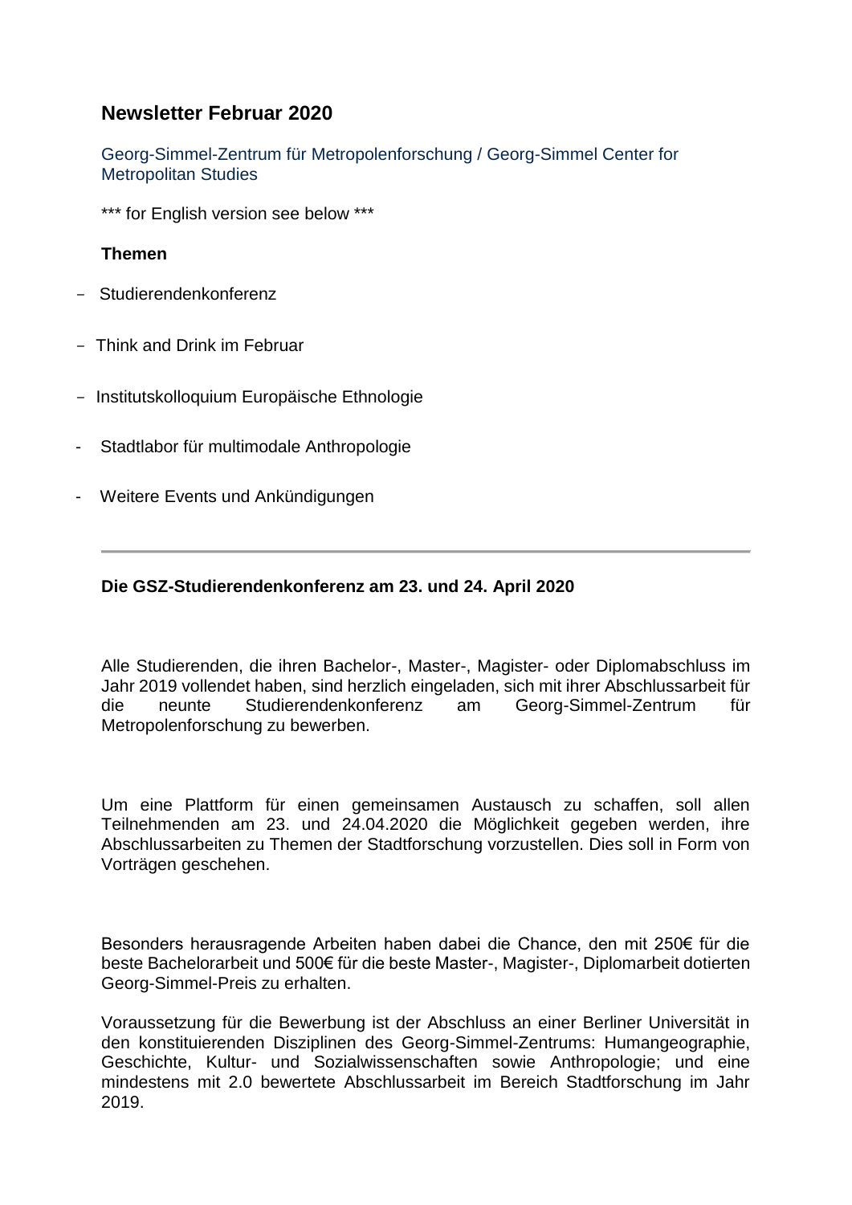## Newsletter Februar 2020

Georg-Simmel-Zentrum für Metropolenforschung / Georg-Simmel Center for Metropolitan Studies

*** for English version see below ***

**Themen**

- Studierendenkonferenz
- Think and Drink im Februar
- Institutskolloquium Europäische Ethnologie
- Stadtlabor für multimodale Anthropologie
- Weitere Events und Ankündigungen

---

**Die GSZ-Studierendenkonferenz am 23. und 24. April 2020**

Alle Studierenden, die ihren Bachelor-, Master-, Magister- oder Diplomabschluss im Jahr 2019 vollendet haben, sind herzlich eingeladen, sich mit ihrer Abschlussarbeit für die neunte Studierendenkonferenz am Georg-Simmel-Zentrum für Metropolenforschung zu bewerben.

Um eine Plattform für einen gemeinsamen Austausch zu schaffen, soll allen Teilnehmenden am 23. und 24.04.2020 die Möglichkeit gegeben werden, ihre Abschlussarbeiten zu Themen der Stadtforschung vorzustellen. Dies soll in Form von Vorträgen geschehen.

Besonders herausragende Arbeiten haben dabei die Chance, den mit 250€ für die beste Bachelorarbeit und 500€ für die beste Master-, Magister-, Diplomarbeit dotierten Georg-Simmel-Preis zu erhalten.

Voraussetzung für die Bewerbung ist der Abschluss an einer Berliner Universität in den konstituierenden Disziplinen des Georg-Simmel-Zentrums: Humangeographie, Geschichte, Kultur- und Sozialwissenschaften sowie Anthropologie; und eine mindestens mit 2.0 bewertete Abschlussarbeit im Bereich Stadtforschung im Jahr 2019.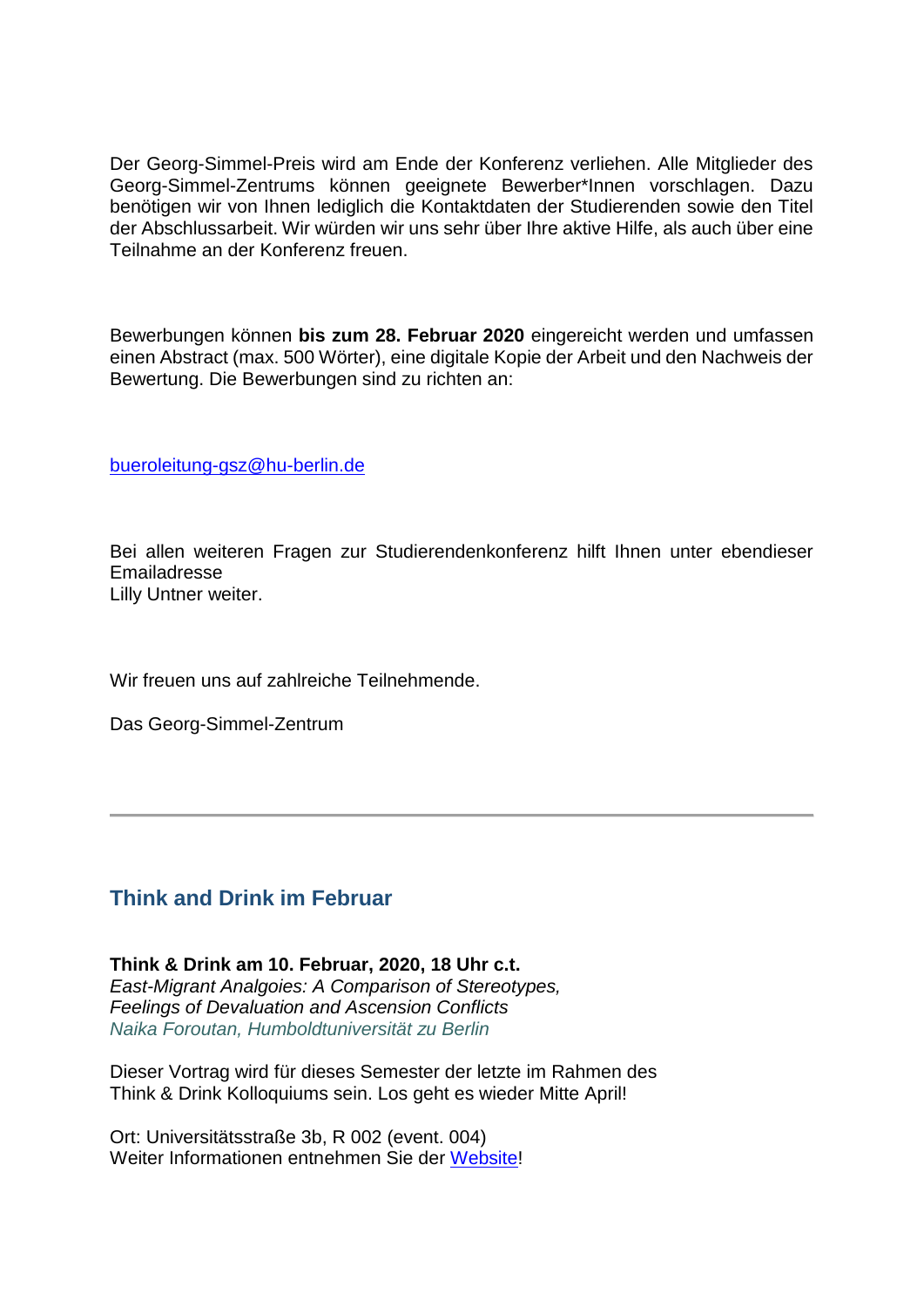Der Georg-Simmel-Preis wird am Ende der Konferenz verliehen. Alle Mitglieder des Georg-Simmel-Zentrums können geeignete Bewerber*Innen vorschlagen. Dazu benötigen wir von Ihnen lediglich die Kontaktdaten der Studierenden sowie den Titel der Abschlussarbeit. Wir würden wir uns sehr über Ihre aktive Hilfe, als auch über eine Teilnahme an der Konferenz freuen.

Bewerbungen können **bis zum 28. Februar 2020** eingereicht werden und umfassen einen Abstract (max. 500 Wörter), eine digitale Kopie der Arbeit und den Nachweis der Bewertung. Die Bewerbungen sind zu richten an:

bueroleitung-gsz@hu-berlin.de

Bei allen weiteren Fragen zur Studierendenkonferenz hilft Ihnen unter ebendieser Emailadresse
Lilly Untner weiter.

Wir freuen uns auf zahlreiche Teilnehmende.

Das Georg-Simmel-Zentrum

---

## Think and Drink im Februar

**Think & Drink am 10. Februar, 2020, 18 Uhr c.t.**
*East-Migrant Analgoies: A Comparison of Stereotypes, Feelings of Devaluation and Ascension Conflicts*
*Naika Foroutan, Humboldtuniversität zu Berlin*

Dieser Vortrag wird für dieses Semester der letzte im Rahmen des Think & Drink Kolloquiums sein. Los geht es wieder Mitte April!

Ort: Universitätsstraße 3b, R 002 (event. 004)
Weiter Informationen entnehmen Sie der Website!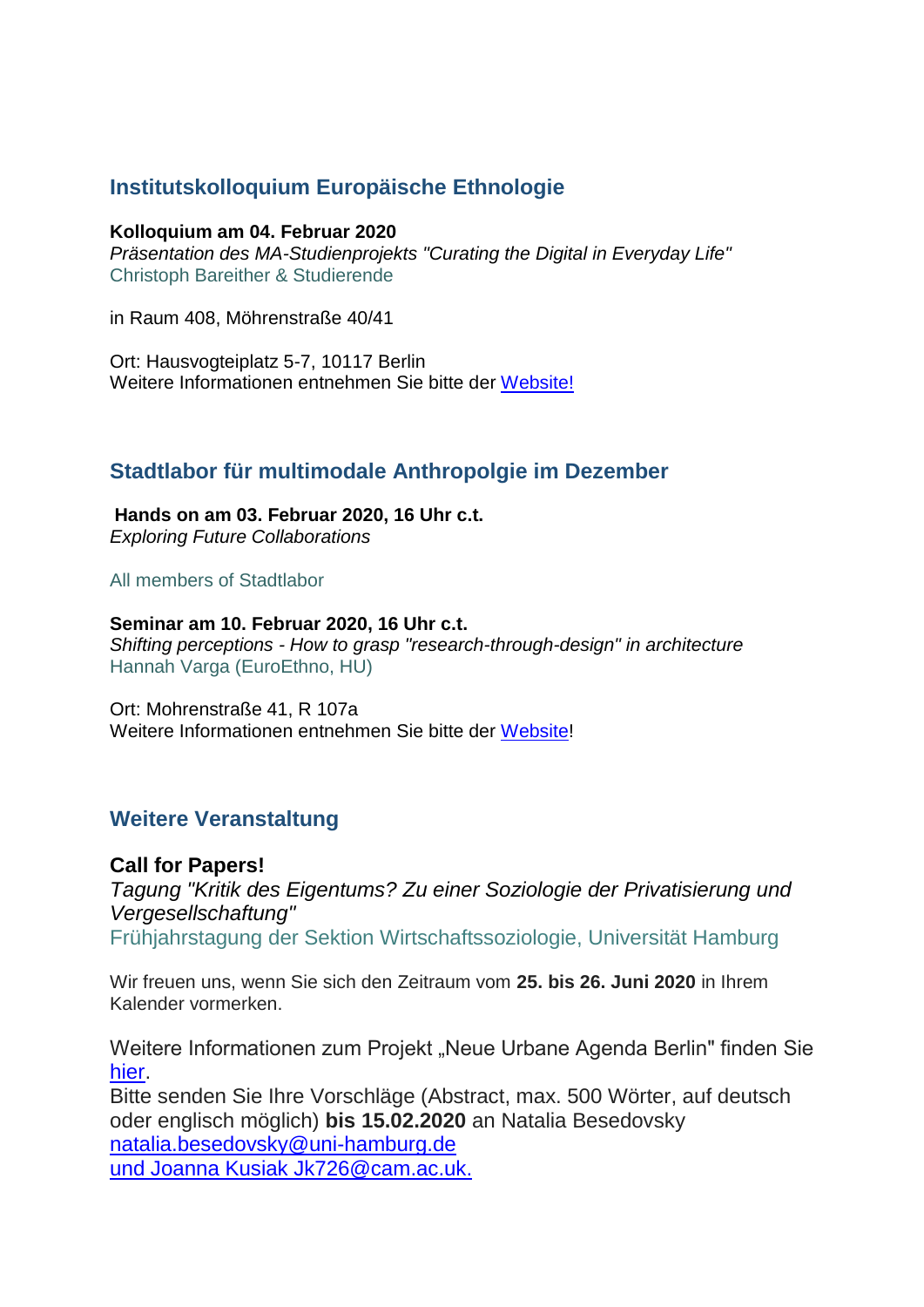## Institutskolloquium Europäische Ethnologie

**Kolloquium am 04. Februar 2020**
*Präsentation des MA-Studienprojekts "Curating the Digital in Everyday Life"*
Christoph Bareither & Studierende

in Raum 408, Möhrenstraße 40/41

Ort: Hausvogteiplatz 5-7, 10117 Berlin
Weitere Informationen entnehmen Sie bitte der Website!

## Stadtlabor für multimodale Anthropolgie im Dezember

**Hands on am 03. Februar 2020, 16 Uhr c.t.**
*Exploring Future Collaborations*

All members of Stadtlabor

**Seminar am 10. Februar 2020, 16 Uhr c.t.**
*Shifting perceptions - How to grasp "research-through-design" in architecture*
Hannah Varga (EuroEthno, HU)

Ort: Mohrenstraße 41, R 107a
Weitere Informationen entnehmen Sie bitte der Website!

## Weitere Veranstaltung

**Call for Papers!**
*Tagung "Kritik des Eigentums? Zu einer Soziologie der Privatisierung und Vergesellschaftung"*
Frühjahrstagung der Sektion Wirtschaftssoziologie, Universität Hamburg

Wir freuen uns, wenn Sie sich den Zeitraum vom **25. bis 26. Juni 2020** in Ihrem Kalender vormerken.

Weitere Informationen zum Projekt „Neue Urbane Agenda Berlin" finden Sie hier.
Bitte senden Sie Ihre Vorschläge (Abstract, max. 500 Wörter, auf deutsch oder englisch möglich) **bis 15.02.2020** an Natalia Besedovsky
natalia.besedovsky@uni-hamburg.de
und Joanna Kusiak Jk726@cam.ac.uk.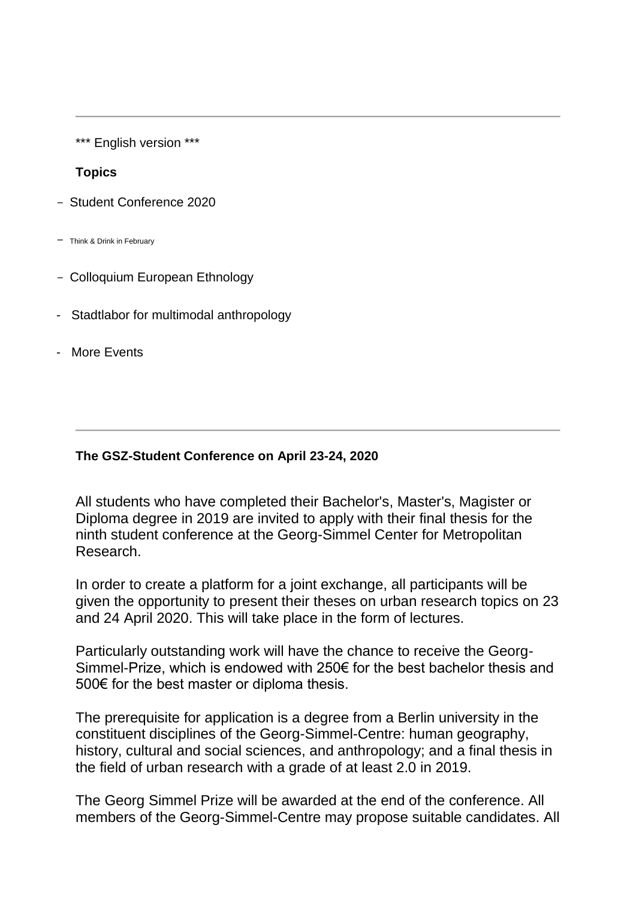---

*** English version ***

**Topics**

- Student Conference 2020
- Think & Drink in February
- Colloquium European Ethnology
- Stadtlabor for multimodal anthropology
- More Events

---

**The GSZ-Student Conference on April 23-24, 2020**

All students who have completed their Bachelor's, Master's, Magister or Diploma degree in 2019 are invited to apply with their final thesis for the ninth student conference at the Georg-Simmel Center for Metropolitan Research.

In order to create a platform for a joint exchange, all participants will be given the opportunity to present their theses on urban research topics on 23 and 24 April 2020. This will take place in the form of lectures.

Particularly outstanding work will have the chance to receive the Georg-Simmel-Prize, which is endowed with 250€ for the best bachelor thesis and 500€ for the best master or diploma thesis.

The prerequisite for application is a degree from a Berlin university in the constituent disciplines of the Georg-Simmel-Centre: human geography, history, cultural and social sciences, and anthropology; and a final thesis in the field of urban research with a grade of at least 2.0 in 2019.

The Georg Simmel Prize will be awarded at the end of the conference. All members of the Georg-Simmel-Centre may propose suitable candidates. All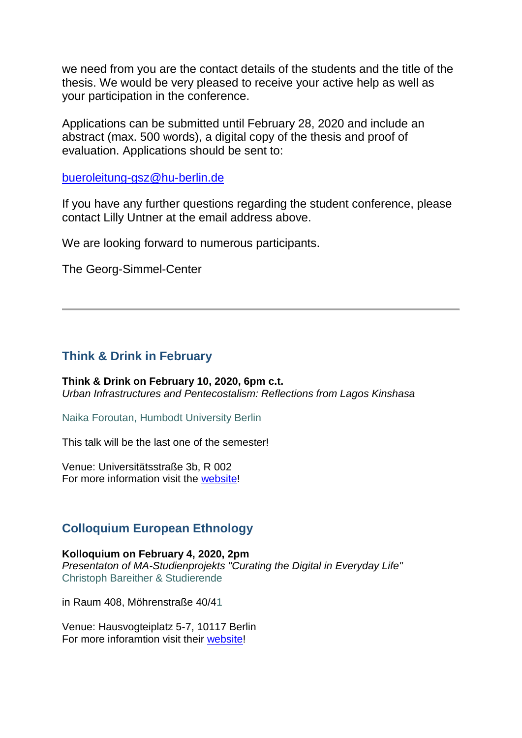we need from you are the contact details of the students and the title of the thesis. We would be very pleased to receive your active help as well as your participation in the conference.

Applications can be submitted until February 28, 2020 and include an abstract (max. 500 words), a digital copy of the thesis and proof of evaluation. Applications should be sent to:

bueroleitung-gsz@hu-berlin.de

If you have any further questions regarding the student conference, please contact Lilly Untner at the email address above.

We are looking forward to numerous participants.

The Georg-Simmel-Center

---

## Think & Drink in February

**Think & Drink on February 10, 2020, 6pm c.t.**
*Urban Infrastructures and Pentecostalism: Reflections from Lagos Kinshasa*

Naika Foroutan, Humbodt University Berlin

This talk will be the last one of the semester!

Venue: Universitätsstraße 3b, R 002
For more information visit the website!

## Colloquium European Ethnology

**Kolloquium on February 4, 2020, 2pm**
*Presentaton of MA-Studienprojekts "Curating the Digital in Everyday Life"*
Christoph Bareither & Studierende

in Raum 408, Möhrenstraße 40/41

Venue: Hausvogteiplatz 5-7, 10117 Berlin
For more inforamtion visit their website!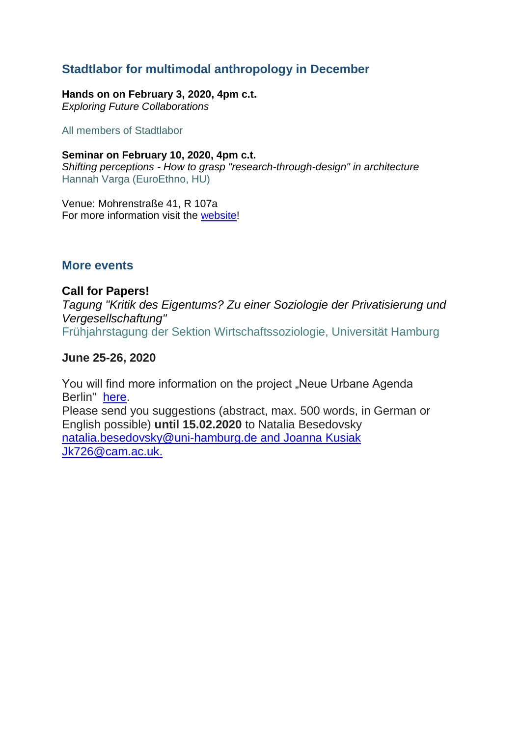## Stadtlabor for multimodal anthropology in December

**Hands on on February 3, 2020, 4pm c.t.**
*Exploring Future Collaborations*

All members of Stadtlabor

**Seminar on February 10, 2020, 4pm c.t.**
*Shifting perceptions - How to grasp "research-through-design" in architecture*
Hannah Varga (EuroEthno, HU)

Venue: Mohrenstraße 41, R 107a
For more information visit the website!

## More events

### Call for Papers!

*Tagung "Kritik des Eigentums? Zu einer Soziologie der Privatisierung und Vergesellschaftung"*
Frühjahrstagung der Sektion Wirtschaftssoziologie, Universität Hamburg

### June 25-26, 2020

You will find more information on the project „Neue Urbane Agenda Berlin" here.
Please send you suggestions (abstract, max. 500 words, in German or English possible) **until 15.02.2020** to Natalia Besedovsky natalia.besedovsky@uni-hamburg.de and Joanna Kusiak Jk726@cam.ac.uk.